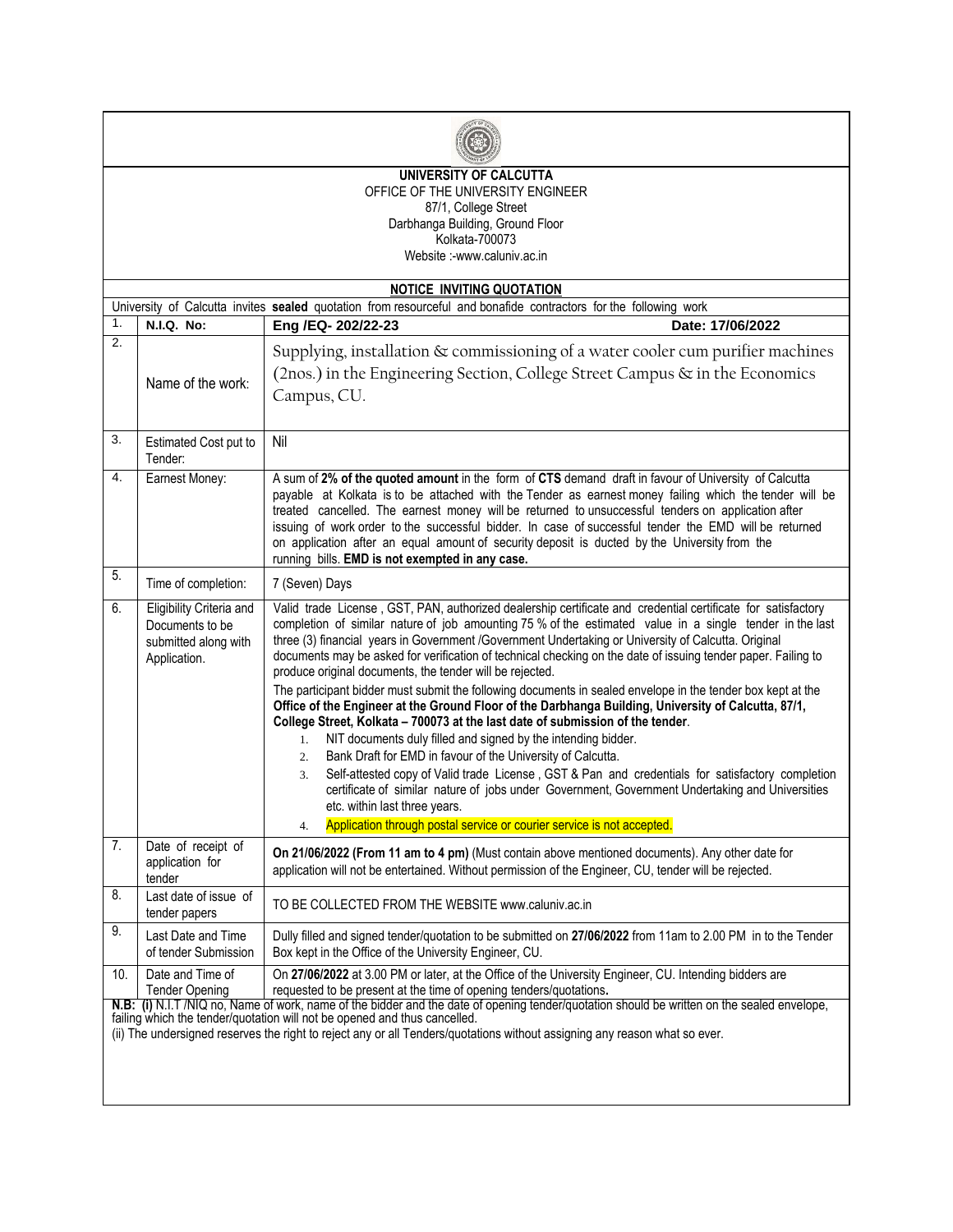**UNIVERSITY OF CALCUTTA**

OFFICE OF THE UNIVERSITY ENGINEER
87/1, College Street
Darbhanga Building, Ground Floor
Kolkata-700073
Website :-www.caluniv.ac.in

## NOTICE INVITING QUOTATION

University of Calcutta invites **sealed** quotation from resourceful and bonafide contractors for the following work

| | | |
|---|---|---|
| 1. | **N.I.Q. No:** | **Eng /EQ- 202/22-23** **Date: 17/06/2022** |
| 2. | Name of the work: | Supplying, installation & commissioning of a water cooler cum purifier machines (2nos.) in the Engineering Section, College Street Campus & in the Economics Campus, CU. |
| 3. | Estimated Cost put to Tender: | Nil |
| 4. | Earnest Money: | A sum of **2% of the quoted amount** in the form of **CTS** demand draft in favour of University of Calcutta payable at Kolkata is to be attached with the Tender as earnest money failing which the tender will be treated cancelled. The earnest money will be returned to unsuccessful tenders on application after issuing of work order to the successful bidder. In case of successful tender the EMD will be returned on application after an equal amount of security deposit is ducted by the University from the running bills. **EMD is not exempted in any case.** |
| 5. | Time of completion: | 7 (Seven) Days |
| 6. | Eligibility Criteria and Documents to be submitted along with Application. | Valid trade License , GST, PAN, authorized dealership certificate and credential certificate for satisfactory completion of similar nature of job amounting 75 % of the estimated value in a single tender in the last three (3) financial years in Government /Government Undertaking or University of Calcutta. Original documents may be asked for verification of technical checking on the date of issuing tender paper. Failing to produce original documents, the tender will be rejected.<br>The participant bidder must submit the following documents in sealed envelope in the tender box kept at the **Office of the Engineer at the Ground Floor of the Darbhanga Building, University of Calcutta, 87/1, College Street, Kolkata – 700073 at the last date of submission of the tender**.<br>1. NIT documents duly filled and signed by the intending bidder.<br>2. Bank Draft for EMD in favour of the University of Calcutta.<br>3. Self-attested copy of Valid trade License , GST & Pan and credentials for satisfactory completion certificate of similar nature of jobs under Government, Government Undertaking and Universities etc. within last three years.<br>4. Application through postal service or courier service is not accepted. |
| 7. | Date of receipt of application for tender | **On 21/06/2022 (From 11 am to 4 pm)** (Must contain above mentioned documents). Any other date for application will not be entertained. Without permission of the Engineer, CU, tender will be rejected. |
| 8. | Last date of issue of tender papers | TO BE COLLECTED FROM THE WEBSITE www.caluniv.ac.in |
| 9. | Last Date and Time of tender Submission | Dully filled and signed tender/quotation to be submitted on **27/06/2022** from 11am to 2.00 PM in to the Tender Box kept in the Office of the University Engineer, CU. |
| 10. | Date and Time of Tender Opening | On **27/06/2022** at 3.00 PM or later, at the Office of the University Engineer, CU. Intending bidders are requested to be present at the time of opening tenders/quotations**.** |

**N.B: (i)** N.I.T /NIQ no, Name of work, name of the bidder and the date of opening tender/quotation should be written on the sealed envelope, failing which the tender/quotation will not be opened and thus cancelled.

(ii) The undersigned reserves the right to reject any or all Tenders/quotations without assigning any reason what so ever.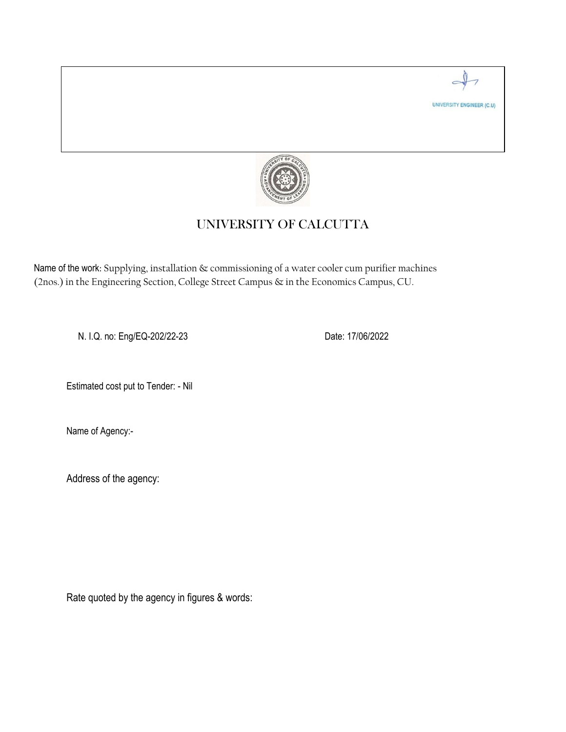UNIVERSITY ENGINEER (C.U)

# UNIVERSITY OF CALCUTTA

Name of the work: Supplying, installation & commissioning of a water cooler cum purifier machines (2nos.) in the Engineering Section, College Street Campus & in the Economics Campus, CU.

N. I.Q. no: Eng/EQ-202/22-23 Date: 17/06/2022

Estimated cost put to Tender: - Nil

Name of Agency:-

Address of the agency:

Rate quoted by the agency in figures & words: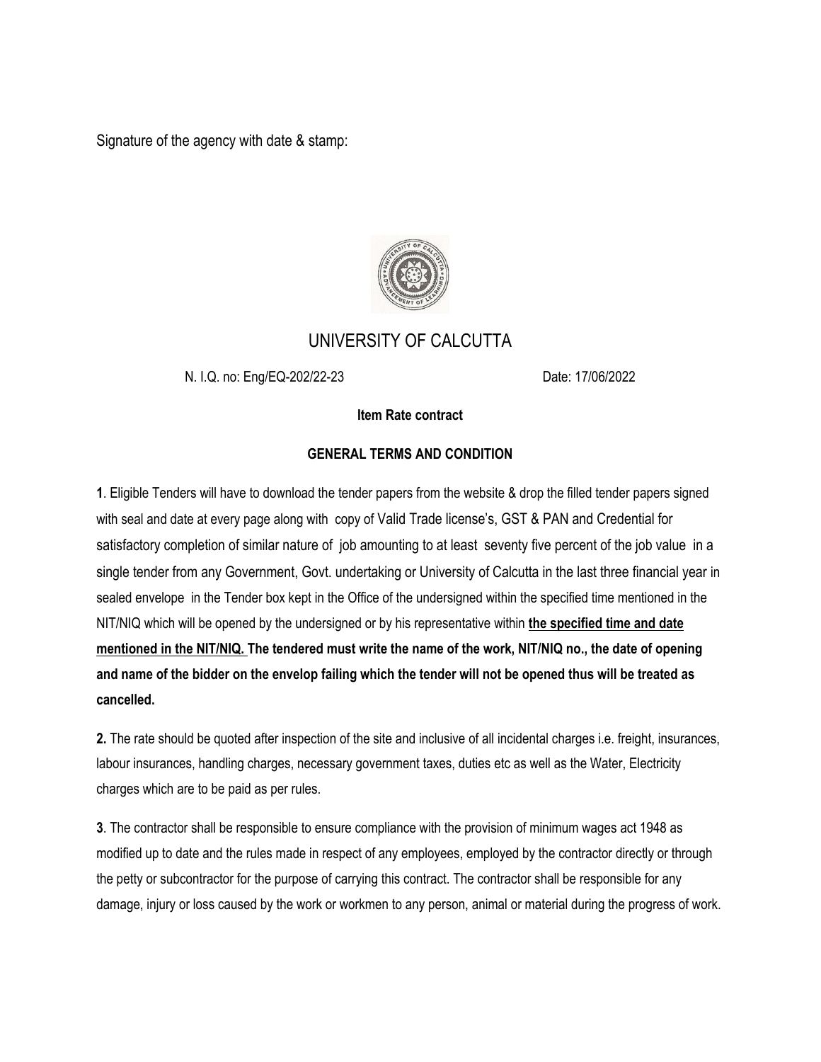Signature of the agency with date & stamp:

# UNIVERSITY OF CALCUTTA

N. I.Q. no: Eng/EQ-202/22-23 Date: 17/06/2022

**Item Rate contract**

**GENERAL TERMS AND CONDITION**

**1**. Eligible Tenders will have to download the tender papers from the website & drop the filled tender papers signed with seal and date at every page along with copy of Valid Trade license's, GST & PAN and Credential for satisfactory completion of similar nature of job amounting to at least seventy five percent of the job value in a single tender from any Government, Govt. undertaking or University of Calcutta in the last three financial year in sealed envelope in the Tender box kept in the Office of the undersigned within the specified time mentioned in the NIT/NIQ which will be opened by the undersigned or by his representative within **the specified time and date mentioned in the NIT/NIQ. The tendered must write the name of the work, NIT/NIQ no., the date of opening and name of the bidder on the envelop failing which the tender will not be opened thus will be treated as cancelled.**

**2.** The rate should be quoted after inspection of the site and inclusive of all incidental charges i.e. freight, insurances, labour insurances, handling charges, necessary government taxes, duties etc as well as the Water, Electricity charges which are to be paid as per rules.

**3**. The contractor shall be responsible to ensure compliance with the provision of minimum wages act 1948 as modified up to date and the rules made in respect of any employees, employed by the contractor directly or through the petty or subcontractor for the purpose of carrying this contract. The contractor shall be responsible for any damage, injury or loss caused by the work or workmen to any person, animal or material during the progress of work.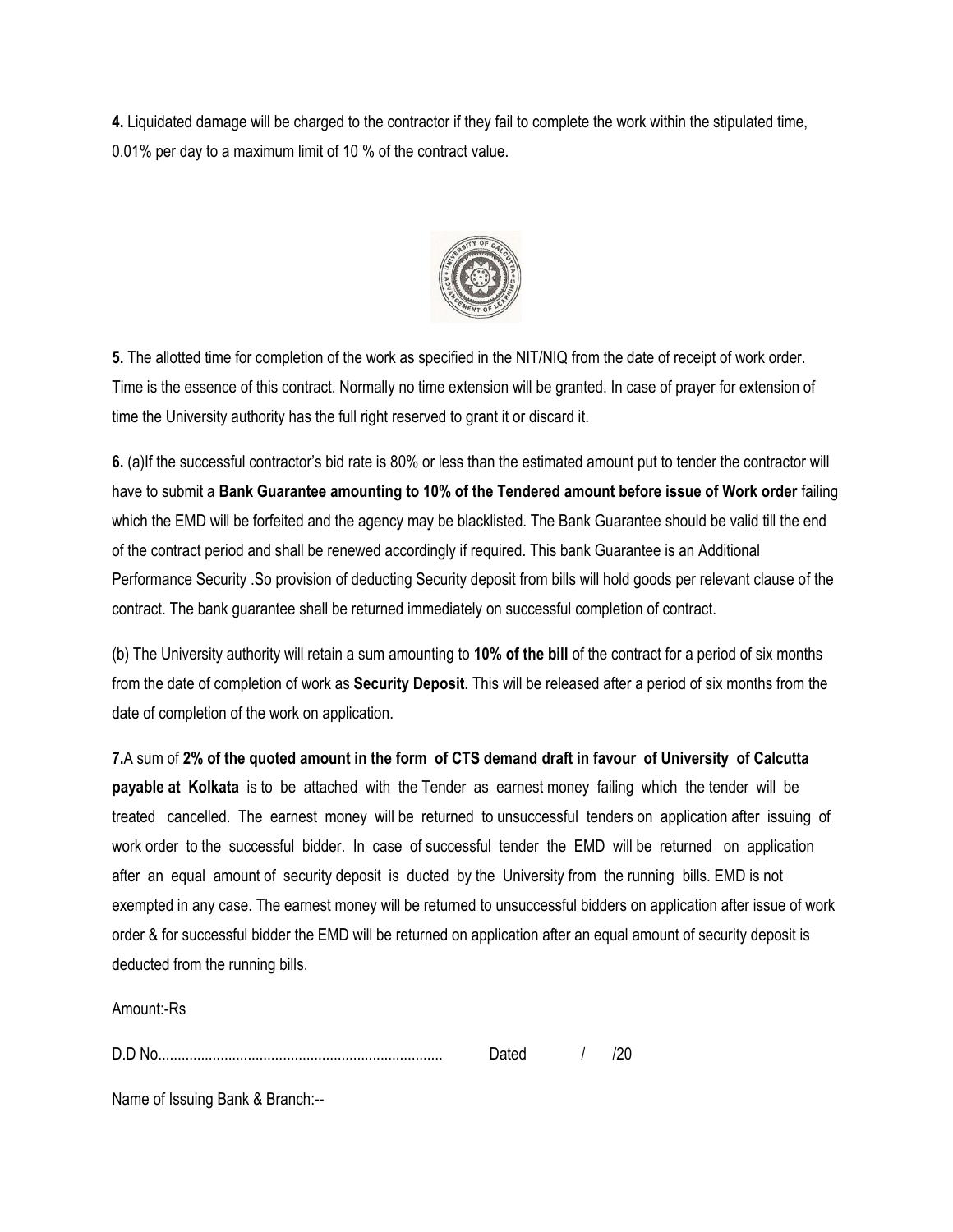**4.** Liquidated damage will be charged to the contractor if they fail to complete the work within the stipulated time, 0.01% per day to a maximum limit of 10 % of the contract value.

**5.** The allotted time for completion of the work as specified in the NIT/NIQ from the date of receipt of work order. Time is the essence of this contract. Normally no time extension will be granted. In case of prayer for extension of time the University authority has the full right reserved to grant it or discard it.

**6.** (a)If the successful contractor's bid rate is 80% or less than the estimated amount put to tender the contractor will have to submit a **Bank Guarantee amounting to 10% of the Tendered amount before issue of Work order** failing which the EMD will be forfeited and the agency may be blacklisted. The Bank Guarantee should be valid till the end of the contract period and shall be renewed accordingly if required. This bank Guarantee is an Additional Performance Security .So provision of deducting Security deposit from bills will hold goods per relevant clause of the contract. The bank guarantee shall be returned immediately on successful completion of contract.

(b) The University authority will retain a sum amounting to **10% of the bill** of the contract for a period of six months from the date of completion of work as **Security Deposit**. This will be released after a period of six months from the date of completion of the work on application.

**7.**A sum of **2% of the quoted amount in the form of CTS demand draft in favour of University of Calcutta payable at Kolkata** is to be attached with the Tender as earnest money failing which the tender will be treated cancelled. The earnest money will be returned to unsuccessful tenders on application after issuing of work order to the successful bidder. In case of successful tender the EMD will be returned on application after an equal amount of security deposit is ducted by the University from the running bills. EMD is not exempted in any case. The earnest money will be returned to unsuccessful bidders on application after issue of work order & for successful bidder the EMD will be returned on application after an equal amount of security deposit is deducted from the running bills.

Amount:-Rs

D.D No........................................................................ Dated / /20

Name of Issuing Bank & Branch:--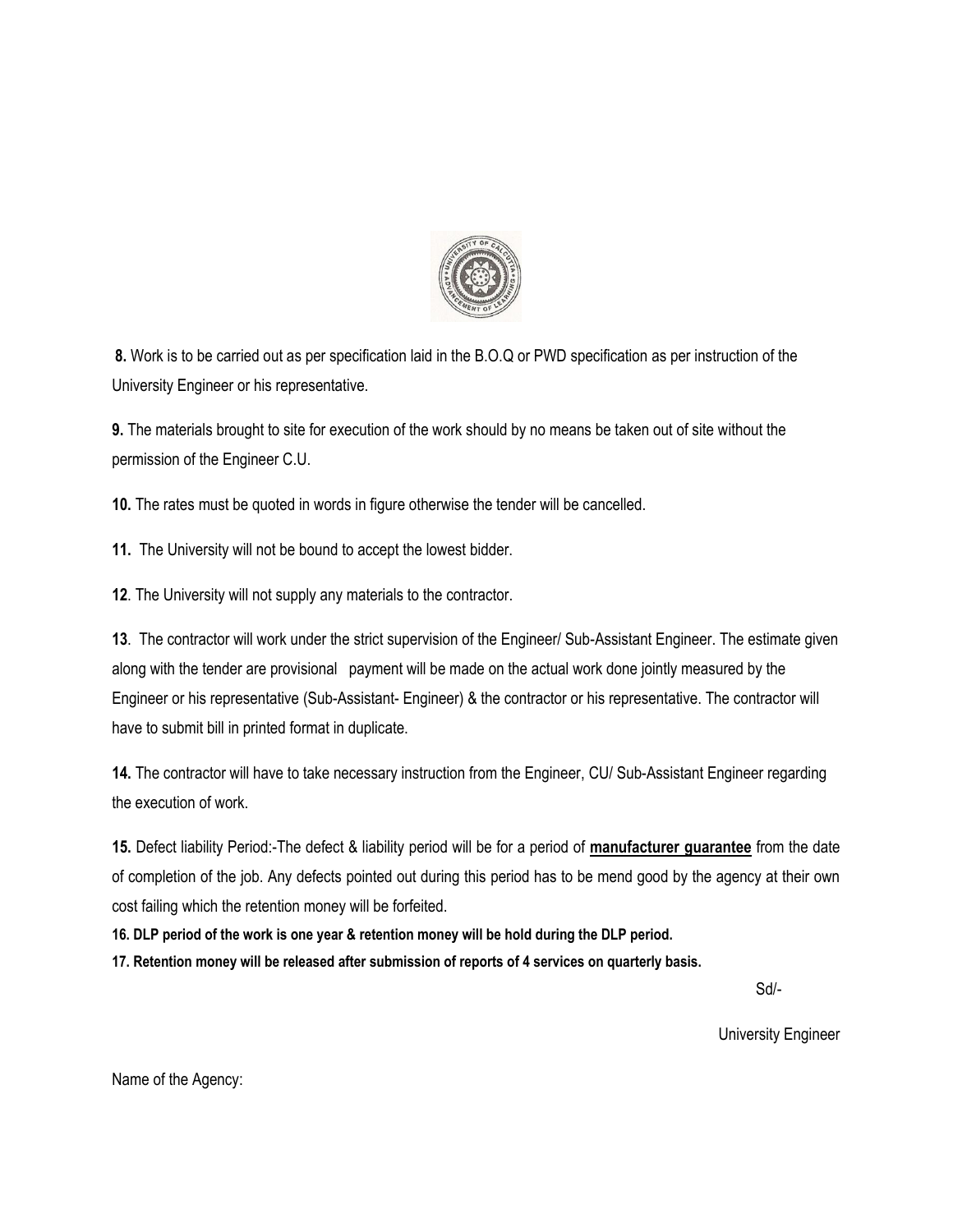**8.** Work is to be carried out as per specification laid in the B.O.Q or PWD specification as per instruction of the University Engineer or his representative.

**9.** The materials brought to site for execution of the work should by no means be taken out of site without the permission of the Engineer C.U.

**10.** The rates must be quoted in words in figure otherwise the tender will be cancelled.

**11.** The University will not be bound to accept the lowest bidder.

**12**. The University will not supply any materials to the contractor.

**13**. The contractor will work under the strict supervision of the Engineer/ Sub-Assistant Engineer. The estimate given along with the tender are provisional payment will be made on the actual work done jointly measured by the Engineer or his representative (Sub-Assistant- Engineer) & the contractor or his representative. The contractor will have to submit bill in printed format in duplicate.

**14.** The contractor will have to take necessary instruction from the Engineer, CU/ Sub-Assistant Engineer regarding the execution of work.

**15.** Defect liability Period:-The defect & liability period will be for a period of **manufacturer guarantee** from the date of completion of the job. Any defects pointed out during this period has to be mend good by the agency at their own cost failing which the retention money will be forfeited.

**16. DLP period of the work is one year & retention money will be hold during the DLP period.**

**17. Retention money will be released after submission of reports of 4 services on quarterly basis.**

Sd/-

University Engineer

Name of the Agency: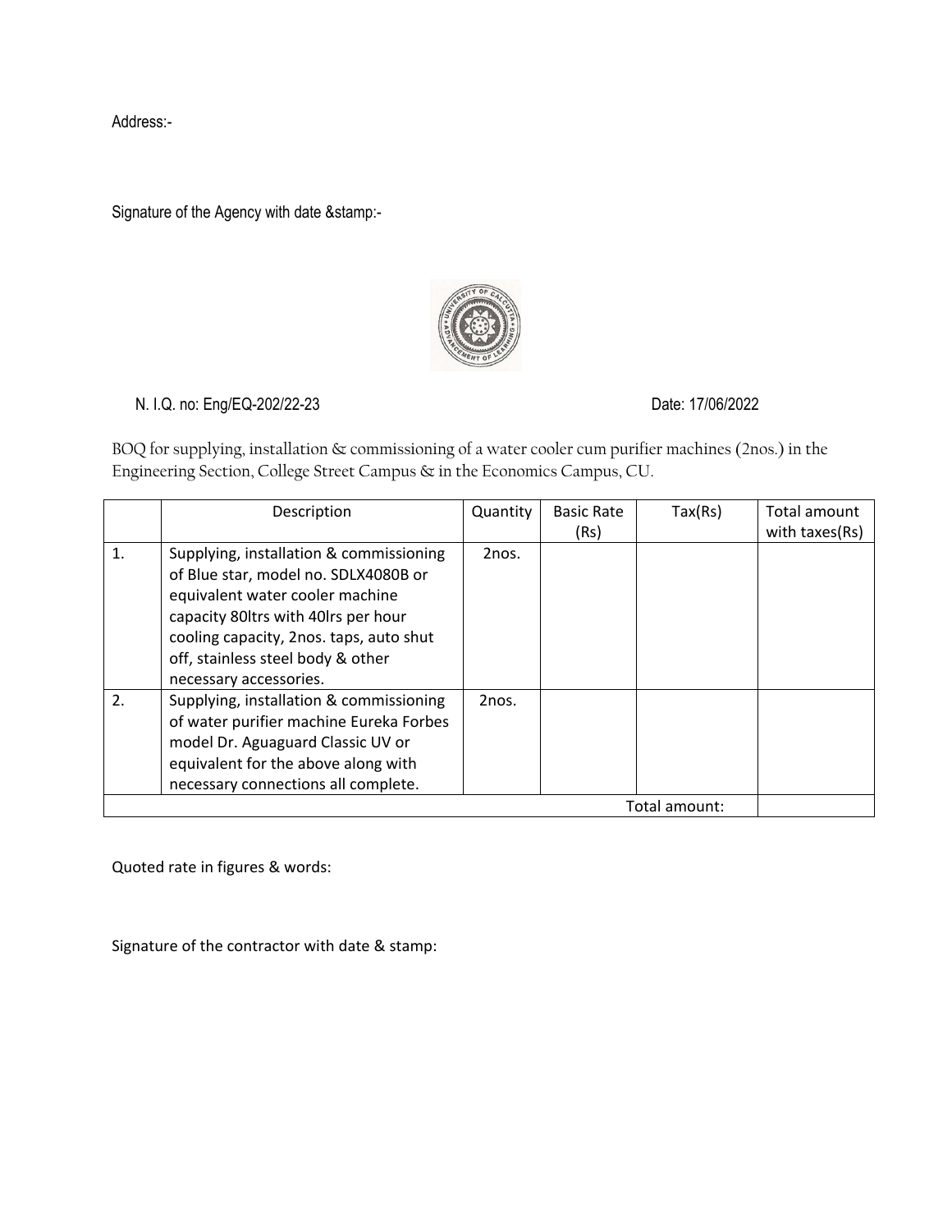Address:-

Signature of the Agency with date &stamp:-

N. I.Q. no: Eng/EQ-202/22-23 Date: 17/06/2022

BOQ for supplying, installation & commissioning of a water cooler cum purifier machines (2nos.) in the Engineering Section, College Street Campus & in the Economics Campus, CU.

| | Description | Quantity | Basic Rate (Rs) | Tax(Rs) | Total amount with taxes(Rs) |
|---|---|---|---|---|---|
| 1. | Supplying, installation & commissioning of Blue star, model no. SDLX4080B or equivalent water cooler machine capacity 80ltrs with 40lrs per hour cooling capacity, 2nos. taps, auto shut off, stainless steel body & other necessary accessories. | 2nos. | | | |
| 2. | Supplying, installation & commissioning of water purifier machine Eureka Forbes model Dr. Aguaguard Classic UV or equivalent for the above along with necessary connections all complete. | 2nos. | | | |
| | | | | Total amount: | |

Quoted rate in figures & words:

Signature of the contractor with date & stamp: